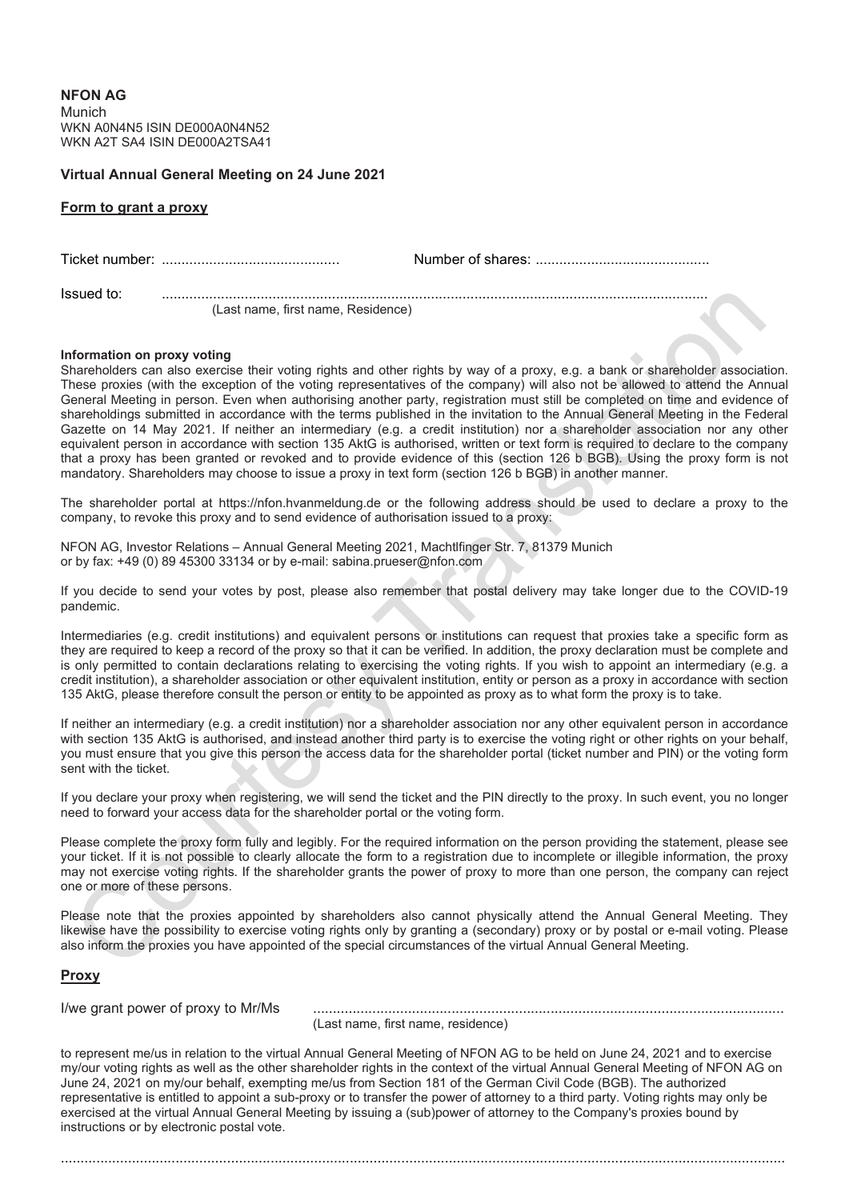**NFON AG**
Munich
WKN A0N4N5 ISIN DE000A0N4N52
WKN A2T SA4 ISIN DE000A2TSA41

**Virtual Annual General Meeting on 24 June 2021**

**Form to grant a proxy**

Ticket number: ............................................ Number of shares: ...........................................

Issued to: ........................................................................................................................................
(Last name, first name, Residence)

**Information on proxy voting**

Shareholders can also exercise their voting rights and other rights by way of a proxy, e.g. a bank or shareholder association. These proxies (with the exception of the voting representatives of the company) will also not be allowed to attend the Annual General Meeting in person. Even when authorising another party, registration must still be completed on time and evidence of shareholdings submitted in accordance with the terms published in the invitation to the Annual General Meeting in the Federal Gazette on 14 May 2021. If neither an intermediary (e.g. a credit institution) nor a shareholder association nor any other equivalent person in accordance with section 135 AktG is authorised, written or text form is required to declare to the company that a proxy has been granted or revoked and to provide evidence of this (section 126 b BGB). Using the proxy form is not mandatory. Shareholders may choose to issue a proxy in text form (section 126 b BGB) in another manner.

The shareholder portal at https://nfon.hvanmeldung.de or the following address should be used to declare a proxy to the company, to revoke this proxy and to send evidence of authorisation issued to a proxy:

NFON AG, Investor Relations – Annual General Meeting 2021, Machtlfinger Str. 7, 81379 Munich
or by fax: +49 (0) 89 45300 33134 or by e-mail: sabina.prueser@nfon.com

If you decide to send your votes by post, please also remember that postal delivery may take longer due to the COVID-19 pandemic.

Intermediaries (e.g. credit institutions) and equivalent persons or institutions can request that proxies take a specific form as they are required to keep a record of the proxy so that it can be verified. In addition, the proxy declaration must be complete and is only permitted to contain declarations relating to exercising the voting rights. If you wish to appoint an intermediary (e.g. a credit institution), a shareholder association or other equivalent institution, entity or person as a proxy in accordance with section 135 AktG, please therefore consult the person or entity to be appointed as proxy as to what form the proxy is to take.

If neither an intermediary (e.g. a credit institution) nor a shareholder association nor any other equivalent person in accordance with section 135 AktG is authorised, and instead another third party is to exercise the voting right or other rights on your behalf, you must ensure that you give this person the access data for the shareholder portal (ticket number and PIN) or the voting form sent with the ticket.

If you declare your proxy when registering, we will send the ticket and the PIN directly to the proxy. In such event, you no longer need to forward your access data for the shareholder portal or the voting form.

Please complete the proxy form fully and legibly. For the required information on the person providing the statement, please see your ticket. If it is not possible to clearly allocate the form to a registration due to incomplete or illegible information, the proxy may not exercise voting rights. If the shareholder grants the power of proxy to more than one person, the company can reject one or more of these persons.

Please note that the proxies appointed by shareholders also cannot physically attend the Annual General Meeting. They likewise have the possibility to exercise voting rights only by granting a (secondary) proxy or by postal or e-mail voting. Please also inform the proxies you have appointed of the special circumstances of the virtual Annual General Meeting.

**Proxy**

I/we grant power of proxy to Mr/Ms ......................................................................................................................
(Last name, first name, residence)

to represent me/us in relation to the virtual Annual General Meeting of NFON AG to be held on June 24, 2021 and to exercise my/our voting rights as well as the other shareholder rights in the context of the virtual Annual General Meeting of NFON AG on June 24, 2021 on my/our behalf, exempting me/us from Section 181 of the German Civil Code (BGB). The authorized representative is entitled to appoint a sub-proxy or to transfer the power of attorney to a third party. Voting rights may only be exercised at the virtual Annual General Meeting by issuing a (sub)power of attorney to the Company's proxies bound by instructions or by electronic postal vote.

..........................................................................................................................................................................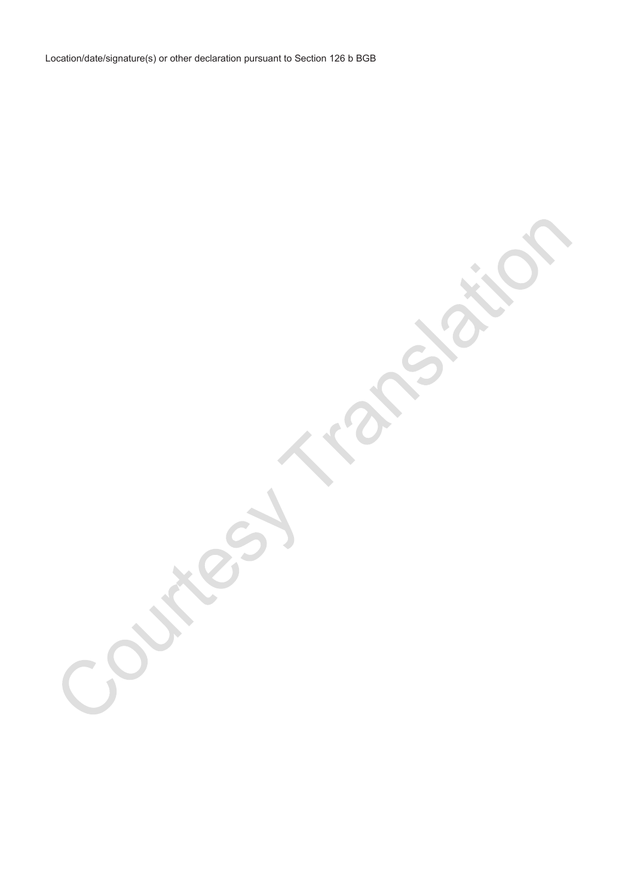Location/date/signature(s) or other declaration pursuant to Section 126 b BGB